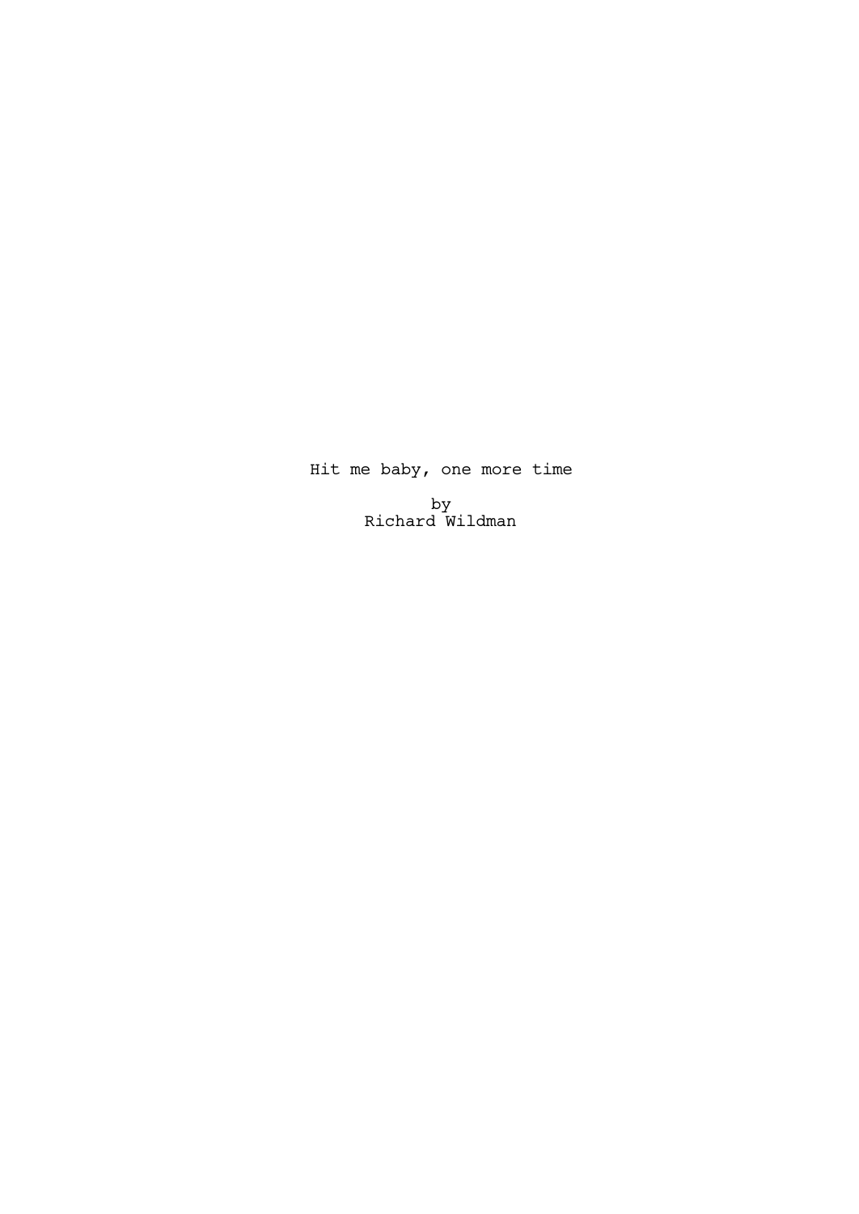# Hit me baby, one more time

by
Richard Wildman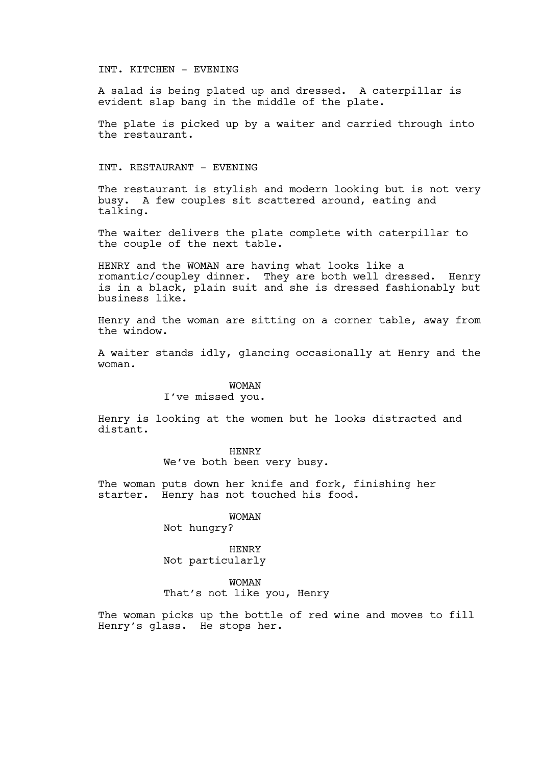INT. KITCHEN - EVENING

A salad is being plated up and dressed. A caterpillar is evident slap bang in the middle of the plate.

The plate is picked up by a waiter and carried through into the restaurant.

INT. RESTAURANT - EVENING

The restaurant is stylish and modern looking but is not very busy. A few couples sit scattered around, eating and talking.

The waiter delivers the plate complete with caterpillar to the couple of the next table.

HENRY and the WOMAN are having what looks like a romantic/coupley dinner. They are both well dressed. Henry is in a black, plain suit and she is dressed fashionably but business like.

Henry and the woman are sitting on a corner table, away from the window.

A waiter stands idly, glancing occasionally at Henry and the woman.

WOMAN
I've missed you.

Henry is looking at the women but he looks distracted and distant.

HENRY
We've both been very busy.

The woman puts down her knife and fork, finishing her starter. Henry has not touched his food.

WOMAN
Not hungry?

HENRY
Not particularly

WOMAN
That's not like you, Henry

The woman picks up the bottle of red wine and moves to fill Henry's glass. He stops her.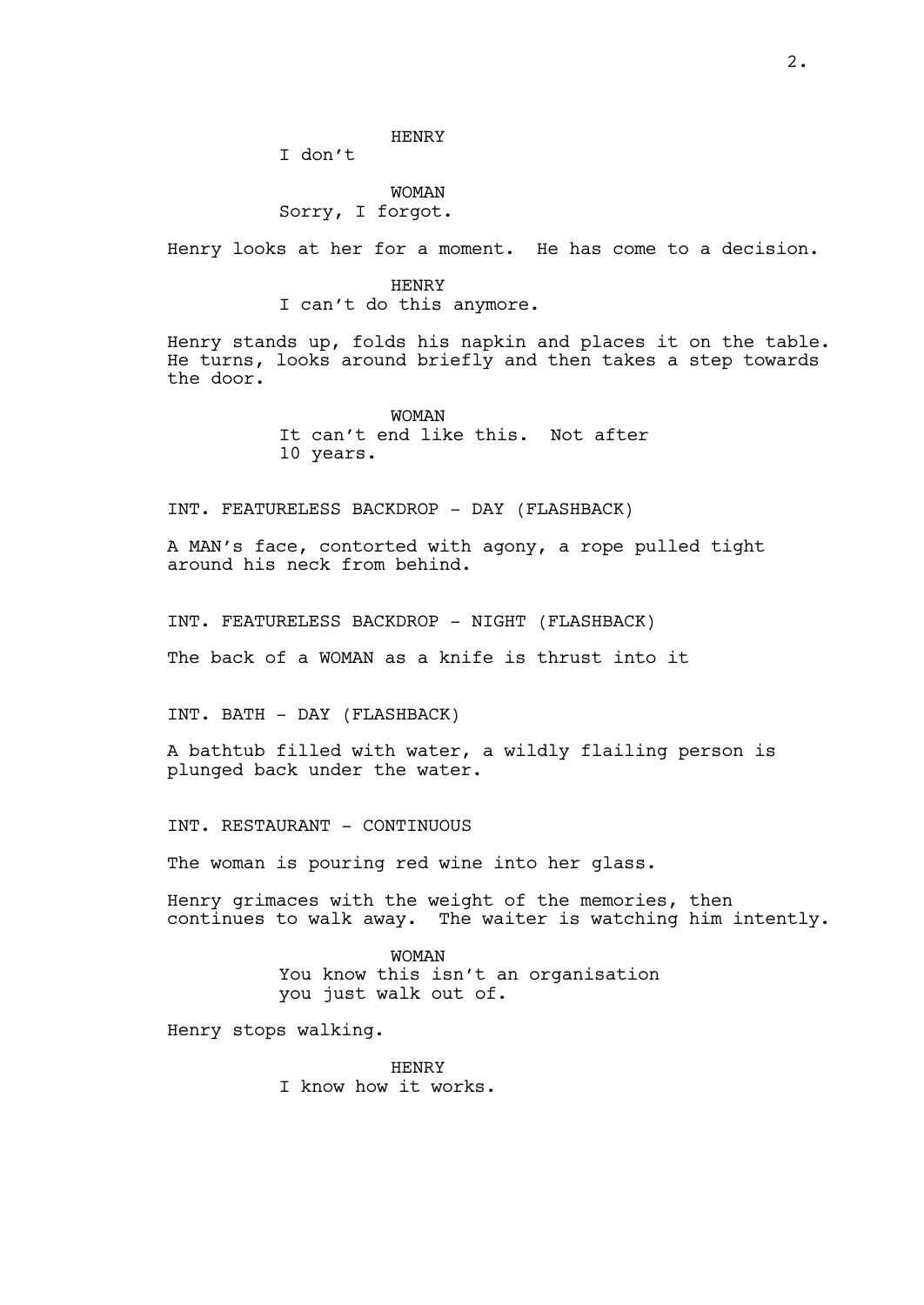HENRY

I don't

WOMAN

Sorry, I forgot.

Henry looks at her for a moment. He has come to a decision.

HENRY

I can't do this anymore.

Henry stands up, folds his napkin and places it on the table. He turns, looks around briefly and then takes a step towards the door.

WOMAN

It can't end like this. Not after 10 years.

INT. FEATURELESS BACKDROP - DAY (FLASHBACK)

A MAN's face, contorted with agony, a rope pulled tight around his neck from behind.

INT. FEATURELESS BACKDROP - NIGHT (FLASHBACK)

The back of a WOMAN as a knife is thrust into it

INT. BATH - DAY (FLASHBACK)

A bathtub filled with water, a wildly flailing person is plunged back under the water.

INT. RESTAURANT - CONTINUOUS

The woman is pouring red wine into her glass.

Henry grimaces with the weight of the memories, then continues to walk away. The waiter is watching him intently.

WOMAN

You know this isn't an organisation you just walk out of.

Henry stops walking.

HENRY

I know how it works.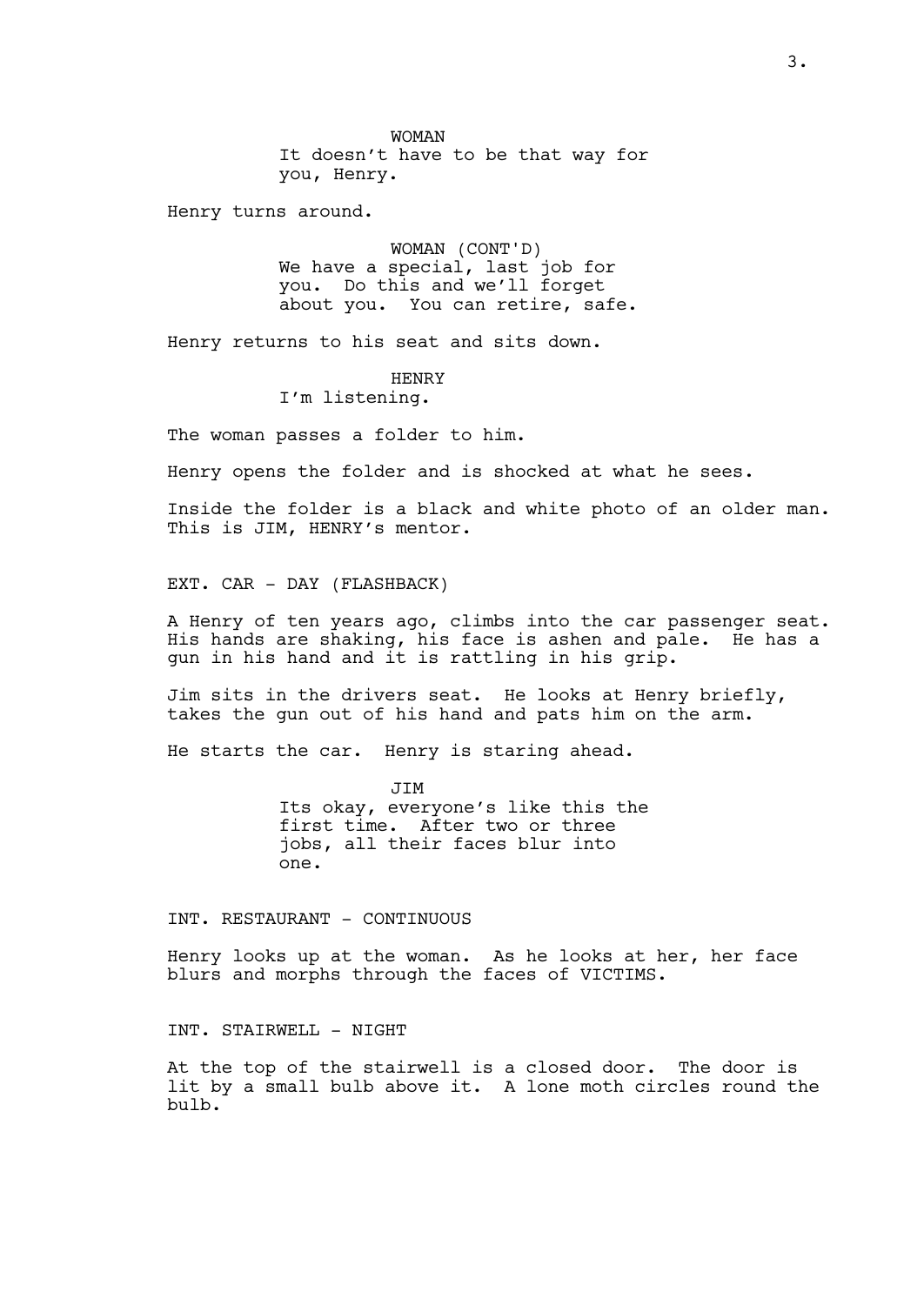WOMAN

It doesn't have to be that way for you, Henry.

Henry turns around.

WOMAN (CONT'D)

We have a special, last job for you. Do this and we'll forget about you. You can retire, safe.

Henry returns to his seat and sits down.

HENRY

I'm listening.

The woman passes a folder to him.

Henry opens the folder and is shocked at what he sees.

Inside the folder is a black and white photo of an older man. This is JIM, HENRY's mentor.

EXT. CAR - DAY (FLASHBACK)

A Henry of ten years ago, climbs into the car passenger seat. His hands are shaking, his face is ashen and pale. He has a gun in his hand and it is rattling in his grip.

Jim sits in the drivers seat. He looks at Henry briefly, takes the gun out of his hand and pats him on the arm.

He starts the car. Henry is staring ahead.

JIM

Its okay, everyone's like this the first time. After two or three jobs, all their faces blur into one.

INT. RESTAURANT - CONTINUOUS

Henry looks up at the woman. As he looks at her, her face blurs and morphs through the faces of VICTIMS.

INT. STAIRWELL - NIGHT

At the top of the stairwell is a closed door. The door is lit by a small bulb above it. A lone moth circles round the bulb.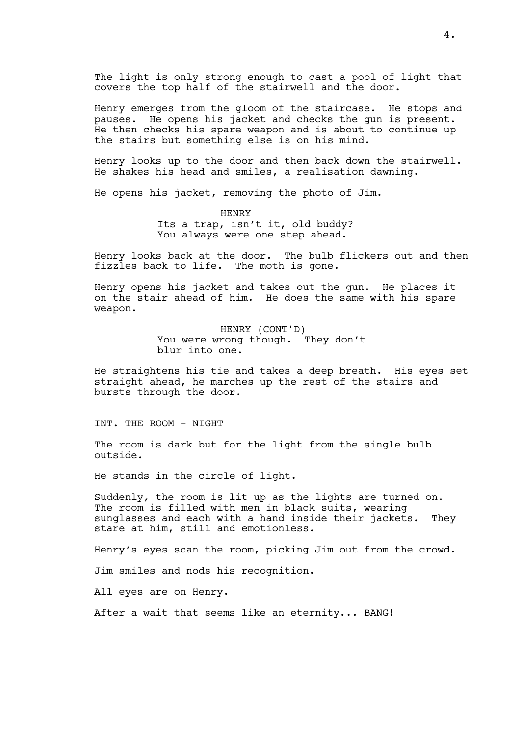The light is only strong enough to cast a pool of light that covers the top half of the stairwell and the door.

Henry emerges from the gloom of the staircase. He stops and pauses. He opens his jacket and checks the gun is present. He then checks his spare weapon and is about to continue up the stairs but something else is on his mind.

Henry looks up to the door and then back down the stairwell. He shakes his head and smiles, a realisation dawning.

He opens his jacket, removing the photo of Jim.

HENRY
Its a trap, isn't it, old buddy?
You always were one step ahead.

Henry looks back at the door. The bulb flickers out and then fizzles back to life. The moth is gone.

Henry opens his jacket and takes out the gun. He places it on the stair ahead of him. He does the same with his spare weapon.

HENRY (CONT'D)
You were wrong though. They don't
blur into one.

He straightens his tie and takes a deep breath. His eyes set straight ahead, he marches up the rest of the stairs and bursts through the door.

INT. THE ROOM - NIGHT

The room is dark but for the light from the single bulb outside.

He stands in the circle of light.

Suddenly, the room is lit up as the lights are turned on. The room is filled with men in black suits, wearing sunglasses and each with a hand inside their jackets. They stare at him, still and emotionless.

Henry's eyes scan the room, picking Jim out from the crowd.

Jim smiles and nods his recognition.

All eyes are on Henry.

After a wait that seems like an eternity... BANG!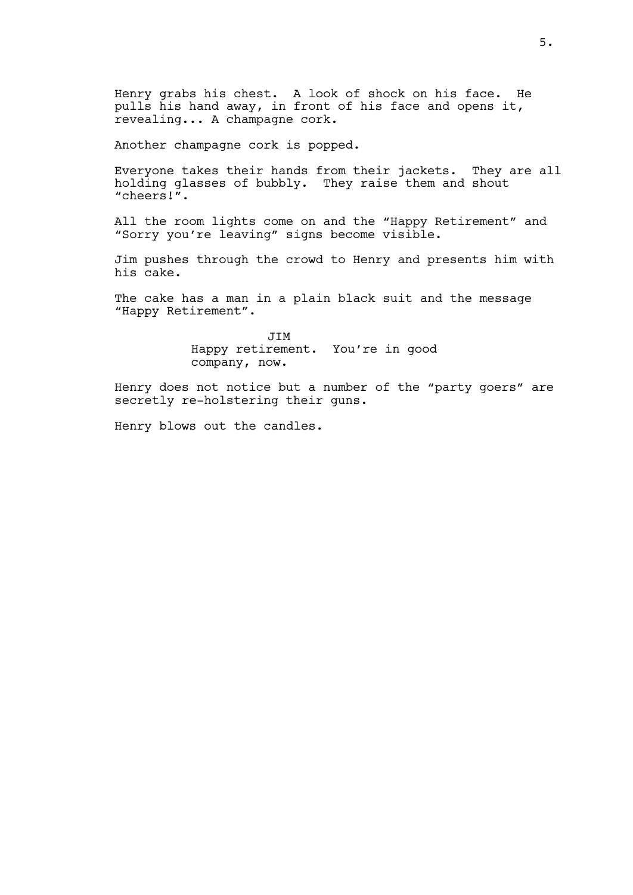Henry grabs his chest. A look of shock on his face. He pulls his hand away, in front of his face and opens it, revealing... A champagne cork.

Another champagne cork is popped.

Everyone takes their hands from their jackets. They are all holding glasses of bubbly. They raise them and shout "cheers!".

All the room lights come on and the "Happy Retirement" and "Sorry you're leaving" signs become visible.

Jim pushes through the crowd to Henry and presents him with his cake.

The cake has a man in a plain black suit and the message "Happy Retirement".

JIM

Happy retirement. You're in good company, now.

Henry does not notice but a number of the "party goers" are secretly re-holstering their guns.

Henry blows out the candles.